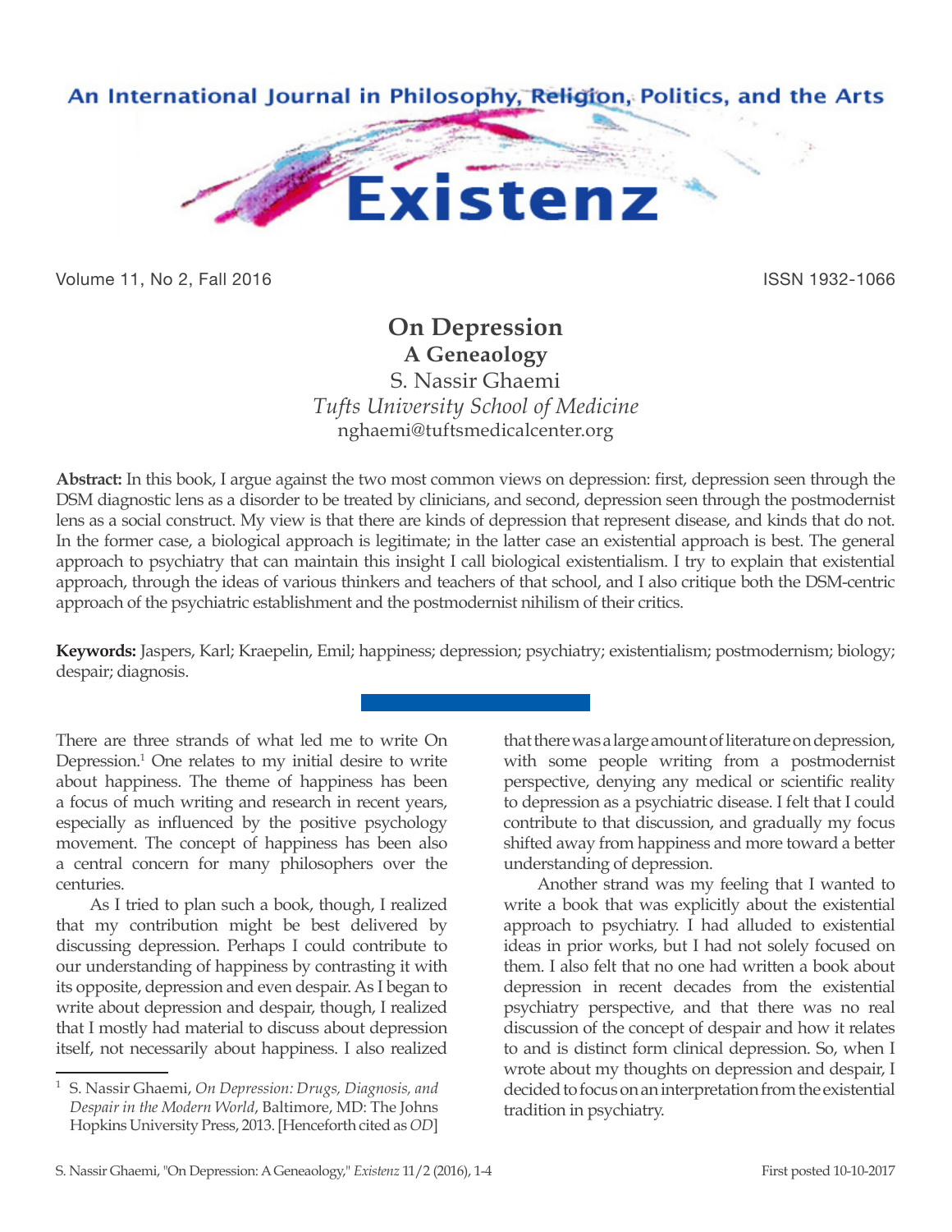# On Depression

## A Geneaology

S. Nassir Ghaemi

*Tufts University School of Medicine*

nghaemi@tuftsmedicalcenter.org

**Abstract:** In this book, I argue against the two most common views on depression: first, depression seen through the DSM diagnostic lens as a disorder to be treated by clinicians, and second, depression seen through the postmodernist lens as a social construct. My view is that there are kinds of depression that represent disease, and kinds that do not. In the former case, a biological approach is legitimate; in the latter case an existential approach is best. The general approach to psychiatry that can maintain this insight I call biological existentialism. I try to explain that existential approach, through the ideas of various thinkers and teachers of that school, and I also critique both the DSM-centric approach of the psychiatric establishment and the postmodernist nihilism of their critics.

**Keywords:** Jaspers, Karl; Kraepelin, Emil; happiness; depression; psychiatry; existentialism; postmodernism; biology; despair; diagnosis.

---

There are three strands of what led me to write On Depression.[1] One relates to my initial desire to write about happiness. The theme of happiness has been a focus of much writing and research in recent years, especially as influenced by the positive psychology movement. The concept of happiness has been also a central concern for many philosophers over the centuries.

As I tried to plan such a book, though, I realized that my contribution might be best delivered by discussing depression. Perhaps I could contribute to our understanding of happiness by contrasting it with its opposite, depression and even despair. As I began to write about depression and despair, though, I realized that I mostly had material to discuss about depression itself, not necessarily about happiness. I also realized that there was a large amount of literature on depression, with some people writing from a postmodernist perspective, denying any medical or scientific reality to depression as a psychiatric disease. I felt that I could contribute to that discussion, and gradually my focus shifted away from happiness and more toward a better understanding of depression.

Another strand was my feeling that I wanted to write a book that was explicitly about the existential approach to psychiatry. I had alluded to existential ideas in prior works, but I had not solely focused on them. I also felt that no one had written a book about depression in recent decades from the existential psychiatry perspective, and that there was no real discussion of the concept of despair and how it relates to and is distinct form clinical depression. So, when I wrote about my thoughts on depression and despair, I decided to focus on an interpretation from the existential tradition in psychiatry.

---

[1] S. Nassir Ghaemi, *On Depression: Drugs, Diagnosis, and Despair in the Modern World*, Baltimore, MD: The Johns Hopkins University Press, 2013. [Henceforth cited as *OD*]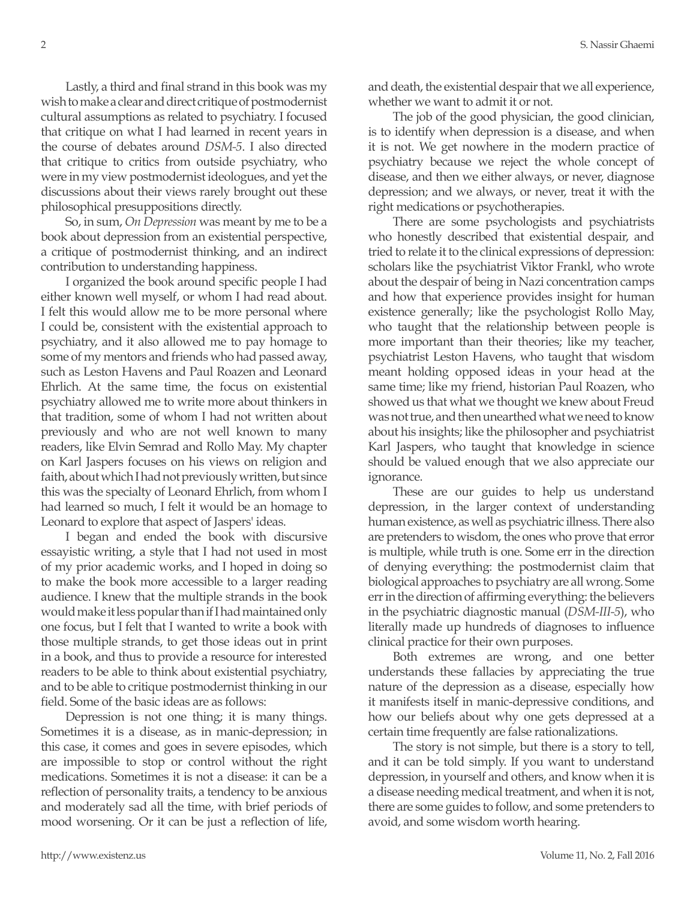Lastly, a third and final strand in this book was my wish to make a clear and direct critique of postmodernist cultural assumptions as related to psychiatry. I focused that critique on what I had learned in recent years in the course of debates around *DSM-5*. I also directed that critique to critics from outside psychiatry, who were in my view postmodernist ideologues, and yet the discussions about their views rarely brought out these philosophical presuppositions directly.

So, in sum, *On Depression* was meant by me to be a book about depression from an existential perspective, a critique of postmodernist thinking, and an indirect contribution to understanding happiness.

I organized the book around specific people I had either known well myself, or whom I had read about. I felt this would allow me to be more personal where I could be, consistent with the existential approach to psychiatry, and it also allowed me to pay homage to some of my mentors and friends who had passed away, such as Leston Havens and Paul Roazen and Leonard Ehrlich. At the same time, the focus on existential psychiatry allowed me to write more about thinkers in that tradition, some of whom I had not written about previously and who are not well known to many readers, like Elvin Semrad and Rollo May. My chapter on Karl Jaspers focuses on his views on religion and faith, about which I had not previously written, but since this was the specialty of Leonard Ehrlich, from whom I had learned so much, I felt it would be an homage to Leonard to explore that aspect of Jaspers' ideas.

I began and ended the book with discursive essayistic writing, a style that I had not used in most of my prior academic works, and I hoped in doing so to make the book more accessible to a larger reading audience. I knew that the multiple strands in the book would make it less popular than if I had maintained only one focus, but I felt that I wanted to write a book with those multiple strands, to get those ideas out in print in a book, and thus to provide a resource for interested readers to be able to think about existential psychiatry, and to be able to critique postmodernist thinking in our field. Some of the basic ideas are as follows:

Depression is not one thing; it is many things. Sometimes it is a disease, as in manic-depression; in this case, it comes and goes in severe episodes, which are impossible to stop or control without the right medications. Sometimes it is not a disease: it can be a reflection of personality traits, a tendency to be anxious and moderately sad all the time, with brief periods of mood worsening. Or it can be just a reflection of life, and death, the existential despair that we all experience, whether we want to admit it or not.

The job of the good physician, the good clinician, is to identify when depression is a disease, and when it is not. We get nowhere in the modern practice of psychiatry because we reject the whole concept of disease, and then we either always, or never, diagnose depression; and we always, or never, treat it with the right medications or psychotherapies.

There are some psychologists and psychiatrists who honestly described that existential despair, and tried to relate it to the clinical expressions of depression: scholars like the psychiatrist Viktor Frankl, who wrote about the despair of being in Nazi concentration camps and how that experience provides insight for human existence generally; like the psychologist Rollo May, who taught that the relationship between people is more important than their theories; like my teacher, psychiatrist Leston Havens, who taught that wisdom meant holding opposed ideas in your head at the same time; like my friend, historian Paul Roazen, who showed us that what we thought we knew about Freud was not true, and then unearthed what we need to know about his insights; like the philosopher and psychiatrist Karl Jaspers, who taught that knowledge in science should be valued enough that we also appreciate our ignorance.

These are our guides to help us understand depression, in the larger context of understanding human existence, as well as psychiatric illness. There also are pretenders to wisdom, the ones who prove that error is multiple, while truth is one. Some err in the direction of denying everything: the postmodernist claim that biological approaches to psychiatry are all wrong. Some err in the direction of affirming everything: the believers in the psychiatric diagnostic manual (*DSM-III-5*), who literally made up hundreds of diagnoses to influence clinical practice for their own purposes.

Both extremes are wrong, and one better understands these fallacies by appreciating the true nature of the depression as a disease, especially how it manifests itself in manic-depressive conditions, and how our beliefs about why one gets depressed at a certain time frequently are false rationalizations.

The story is not simple, but there is a story to tell, and it can be told simply. If you want to understand depression, in yourself and others, and know when it is a disease needing medical treatment, and when it is not, there are some guides to follow, and some pretenders to avoid, and some wisdom worth hearing.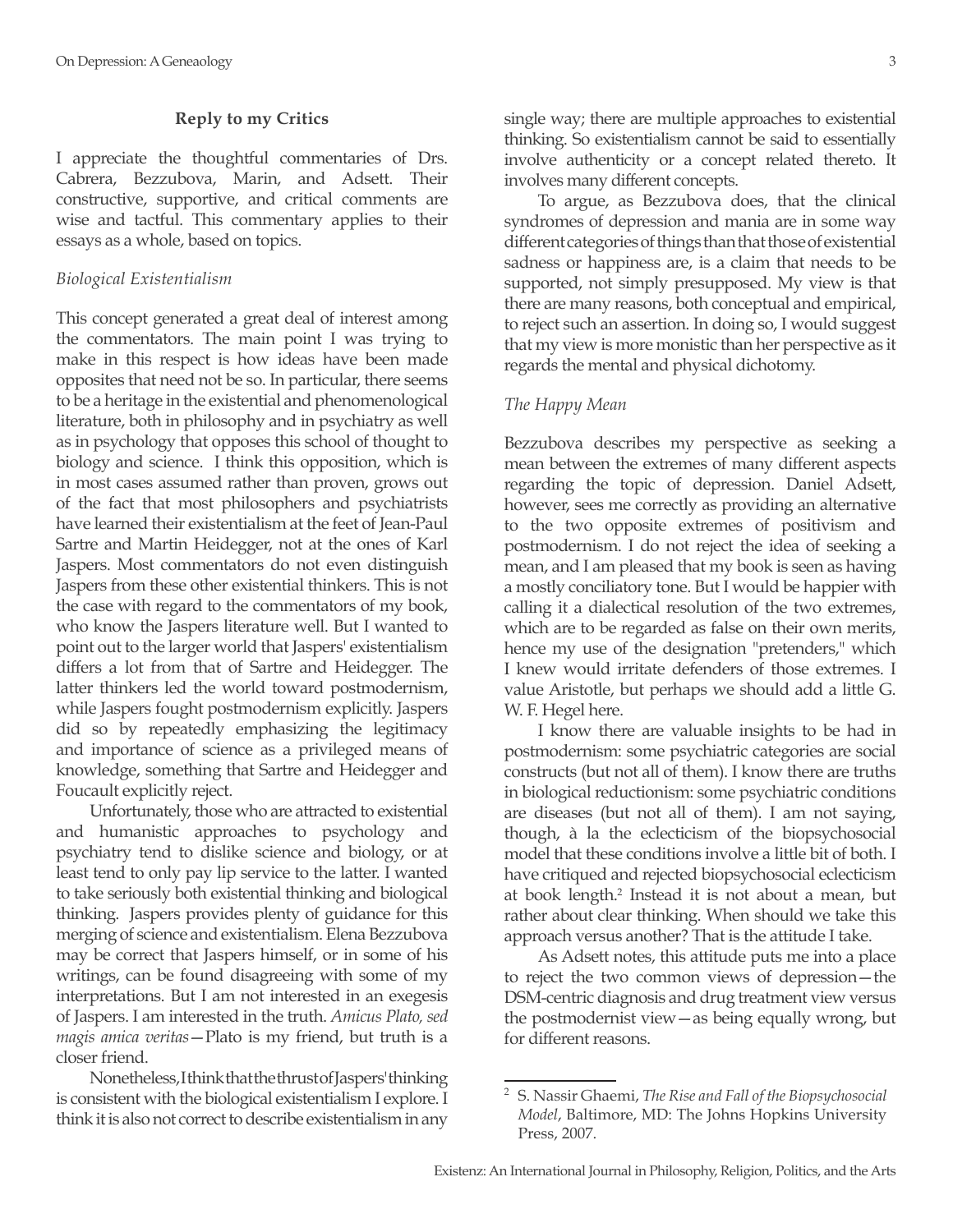### Reply to my Critics

I appreciate the thoughtful commentaries of Drs. Cabrera, Bezzubova, Marin, and Adsett. Their constructive, supportive, and critical comments are wise and tactful. This commentary applies to their essays as a whole, based on topics.

*Biological Existentialism*

This concept generated a great deal of interest among the commentators. The main point I was trying to make in this respect is how ideas have been made opposites that need not be so. In particular, there seems to be a heritage in the existential and phenomenological literature, both in philosophy and in psychiatry as well as in psychology that opposes this school of thought to biology and science. I think this opposition, which is in most cases assumed rather than proven, grows out of the fact that most philosophers and psychiatrists have learned their existentialism at the feet of Jean-Paul Sartre and Martin Heidegger, not at the ones of Karl Jaspers. Most commentators do not even distinguish Jaspers from these other existential thinkers. This is not the case with regard to the commentators of my book, who know the Jaspers literature well. But I wanted to point out to the larger world that Jaspers' existentialism differs a lot from that of Sartre and Heidegger. The latter thinkers led the world toward postmodernism, while Jaspers fought postmodernism explicitly. Jaspers did so by repeatedly emphasizing the legitimacy and importance of science as a privileged means of knowledge, something that Sartre and Heidegger and Foucault explicitly reject.

Unfortunately, those who are attracted to existential and humanistic approaches to psychology and psychiatry tend to dislike science and biology, or at least tend to only pay lip service to the latter. I wanted to take seriously both existential thinking and biological thinking. Jaspers provides plenty of guidance for this merging of science and existentialism. Elena Bezzubova may be correct that Jaspers himself, or in some of his writings, can be found disagreeing with some of my interpretations. But I am not interested in an exegesis of Jaspers. I am interested in the truth. *Amicus Plato, sed magis amica veritas*—Plato is my friend, but truth is a closer friend.

Nonetheless, I think that the thrust of Jaspers' thinking is consistent with the biological existentialism I explore. I think it is also not correct to describe existentialism in any single way; there are multiple approaches to existential thinking. So existentialism cannot be said to essentially involve authenticity or a concept related thereto. It involves many different concepts.

To argue, as Bezzubova does, that the clinical syndromes of depression and mania are in some way different categories of things than that those of existential sadness or happiness are, is a claim that needs to be supported, not simply presupposed. My view is that there are many reasons, both conceptual and empirical, to reject such an assertion. In doing so, I would suggest that my view is more monistic than her perspective as it regards the mental and physical dichotomy.

*The Happy Mean*

Bezzubova describes my perspective as seeking a mean between the extremes of many different aspects regarding the topic of depression. Daniel Adsett, however, sees me correctly as providing an alternative to the two opposite extremes of positivism and postmodernism. I do not reject the idea of seeking a mean, and I am pleased that my book is seen as having a mostly conciliatory tone. But I would be happier with calling it a dialectical resolution of the two extremes, which are to be regarded as false on their own merits, hence my use of the designation "pretenders," which I knew would irritate defenders of those extremes. I value Aristotle, but perhaps we should add a little G. W. F. Hegel here.

I know there are valuable insights to be had in postmodernism: some psychiatric categories are social constructs (but not all of them). I know there are truths in biological reductionism: some psychiatric conditions are diseases (but not all of them). I am not saying, though, à la the eclecticism of the biopsychosocial model that these conditions involve a little bit of both. I have critiqued and rejected biopsychosocial eclecticism at book length.[2] Instead it is not about a mean, but rather about clear thinking. When should we take this approach versus another? That is the attitude I take.

As Adsett notes, this attitude puts me into a place to reject the two common views of depression—the DSM-centric diagnosis and drug treatment view versus the postmodernist view—as being equally wrong, but for different reasons.

---

[2] S. Nassir Ghaemi, *The Rise and Fall of the Biopsychosocial Model*, Baltimore, MD: The Johns Hopkins University Press, 2007.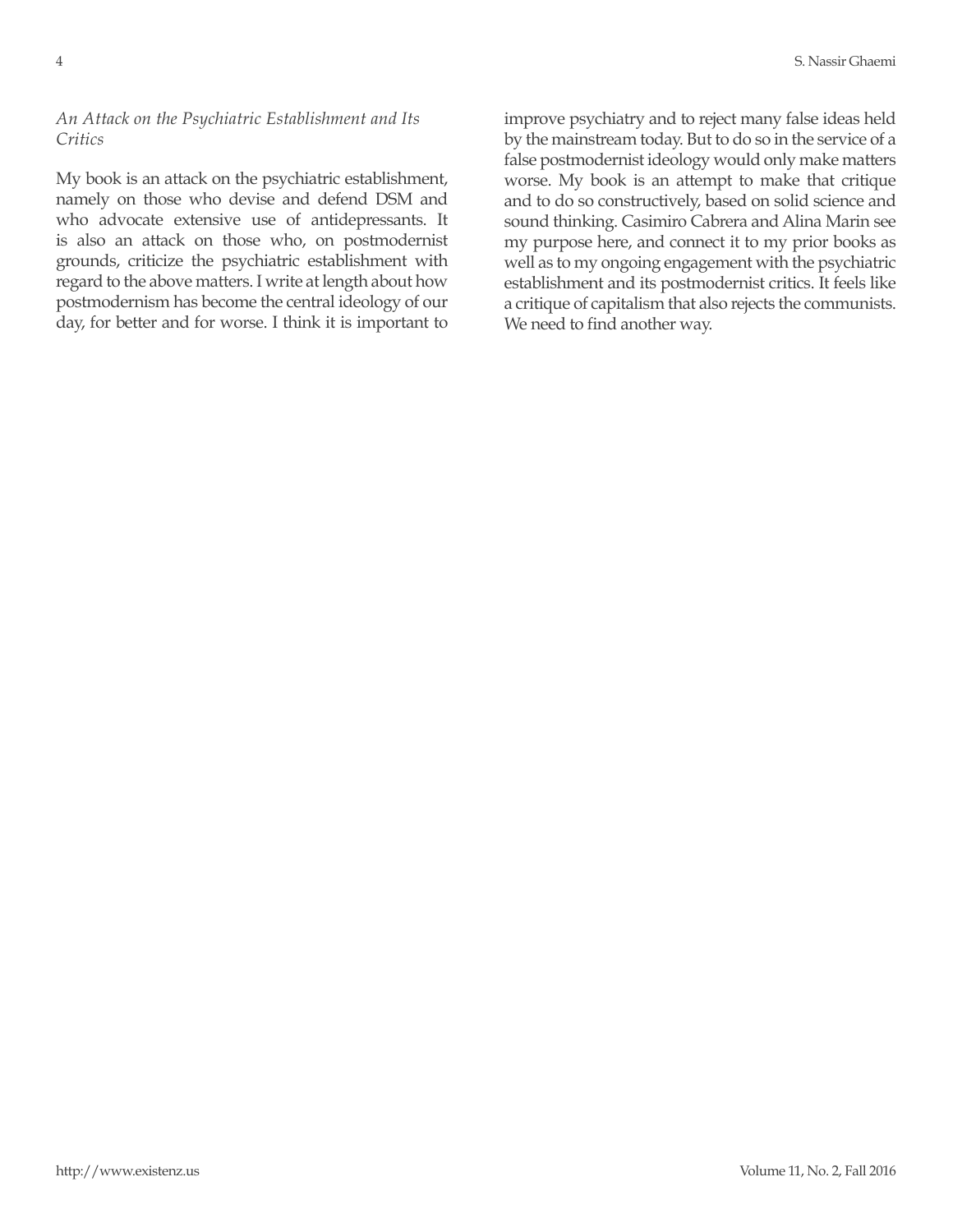*An Attack on the Psychiatric Establishment and Its Critics*

My book is an attack on the psychiatric establishment, namely on those who devise and defend DSM and who advocate extensive use of antidepressants. It is also an attack on those who, on postmodernist grounds, criticize the psychiatric establishment with regard to the above matters. I write at length about how postmodernism has become the central ideology of our day, for better and for worse. I think it is important to improve psychiatry and to reject many false ideas held by the mainstream today. But to do so in the service of a false postmodernist ideology would only make matters worse. My book is an attempt to make that critique and to do so constructively, based on solid science and sound thinking. Casimiro Cabrera and Alina Marin see my purpose here, and connect it to my prior books as well as to my ongoing engagement with the psychiatric establishment and its postmodernist critics. It feels like a critique of capitalism that also rejects the communists. We need to find another way.